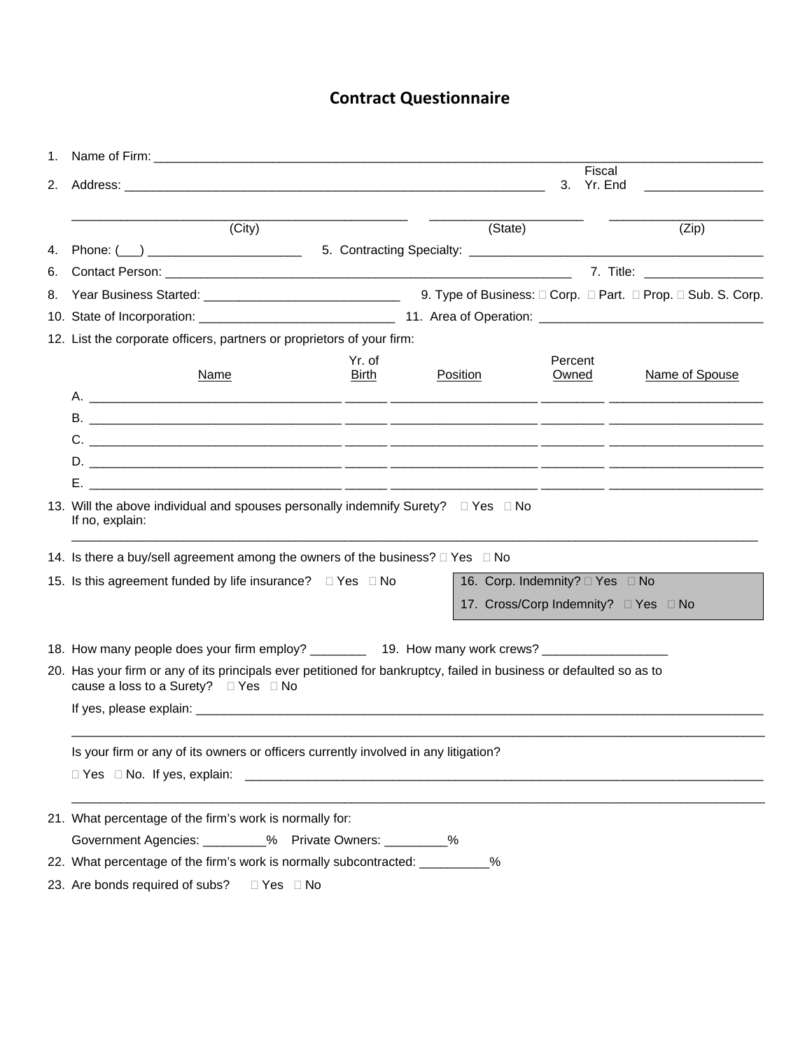# Contract Questionnaire

1. Name of Firm: ______________________________________________________________________________

2. Address: ____________________________________________________________ 3. Fiscal Yr. End ________________

______________________________________________ ____________________ ____________________
(City) (State) (Zip)

4. Phone: (___) ______________________ 5. Contracting Specialty: ________________________________________

6. Contact Person: ________________________________________________________ 7. Title: ________________

8. Year Business Started: ___________________________ 9. Type of Business: □ Corp. □ Part. □ Prop. □ Sub. S. Corp.

10. State of Incorporation: ___________________________ 11. Area of Operation: ______________________________

12. List the corporate officers, partners or proprietors of your firm:

| | Name | Yr. of Birth | Position | Percent Owned | Name of Spouse |
|---|---|---|---|---|---|
| A. | | | | | |
| B. | | | | | |
| C. | | | | | |
| D. | | | | | |
| E. | | | | | |

13. Will the above individual and spouses personally indemnify Surety? □ Yes □ No
    If no, explain:
    ______________________________________________________________________________________________

14. Is there a buy/sell agreement among the owners of the business? □ Yes □ No

15. Is this agreement funded by life insurance? □ Yes □ No

16. Corp. Indemnity? □ Yes □ No

17. Cross/Corp Indemnity? □ Yes □ No

18. How many people does your firm employ? ________ 19. How many work crews? _________________

20. Has your firm or any of its principals ever petitioned for bankruptcy, failed in business or defaulted so as to cause a loss to a Surety? □ Yes □ No

    If yes, please explain: ______________________________________________________________________

    ______________________________________________________________________________________________

    Is your firm or any of its owners or officers currently involved in any litigation?

    □ Yes □ No. If yes, explain: ___________________________________________________________________

    ______________________________________________________________________________________________

21. What percentage of the firm's work is normally for:

    Government Agencies: _________% Private Owners: _________%

22. What percentage of the firm's work is normally subcontracted: __________%

23. Are bonds required of subs? □ Yes □ No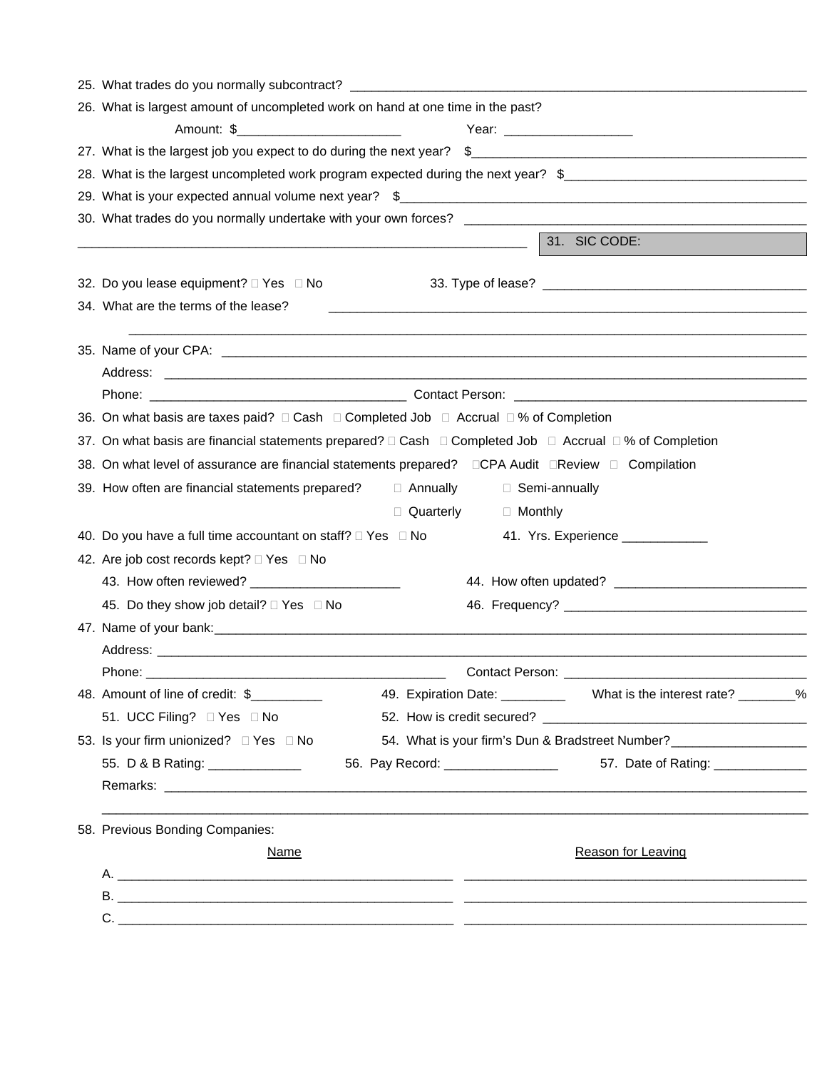25. What trades do you normally subcontract? ___________________________________________________________________

26. What is largest amount of uncompleted work on hand at one time in the past?

    Amount: $_______________________    Year: _________________

27. What is the largest job you expect to do during the next year? $_______________________________________________

28. What is the largest uncompleted work program expected during the next year? $_________________________________

29. What is your expected annual volume next year? $_______________________________________________________

30. What trades do you normally undertake with your own forces? _____________________________________________

_________________________________________________________________

31. SIC CODE:

32. Do you lease equipment? ☐ Yes ☐ No    33. Type of lease? ___________________________________

34. What are the terms of the lease? _____________________________________________________________________

_____________________________________________________________________________________________

35. Name of your CPA: _______________________________________________________________________________

    Address: _______________________________________________________________________________________

    Phone: ___________________________________ Contact Person: _________________________________________

36. On what basis are taxes paid? ☐ Cash ☐ Completed Job ☐ Accrual ☐ % of Completion

37. On what basis are financial statements prepared? ☐ Cash ☐ Completed Job ☐ Accrual ☐ % of Completion

38. On what level of assurance are financial statements prepared? ☐ CPA Audit ☐ Review ☐ Compilation

39. How often are financial statements prepared? ☐ Annually ☐ Semi-annually ☐ Quarterly ☐ Monthly

40. Do you have a full time accountant on staff? ☐ Yes ☐ No    41. Yrs. Experience ____________

42. Are job cost records kept? ☐ Yes ☐ No

    43. How often reviewed? _____________________    44. How often updated? ___________________________

    45. Do they show job detail? ☐ Yes ☐ No    46. Frequency? __________________________________

47. Name of your bank:_________________________________________________________________________________

    Address: _______________________________________________________________________________________

    Phone: __________________________________________    Contact Person: _________________________________

48. Amount of line of credit: $__________    49. Expiration Date: _________    What is the interest rate? ________%

    51. UCC Filing? ☐ Yes ☐ No    52. How is credit secured? ____________________________________

53. Is your firm unionized? ☐ Yes ☐ No    54. What is your firm's Dun & Bradstreet Number?___________________

    55. D & B Rating: _____________    56. Pay Record: ________________    57. Date of Rating: _____________

    Remarks: _______________________________________________________________________________________

_____________________________________________________________________________________________

58. Previous Bonding Companies:

| | Name | Reason for Leaving |
|---|---|---|
| A. | ______________________________________ | ______________________________________ |
| B. | ______________________________________ | ______________________________________ |
| C. | ______________________________________ | ______________________________________ |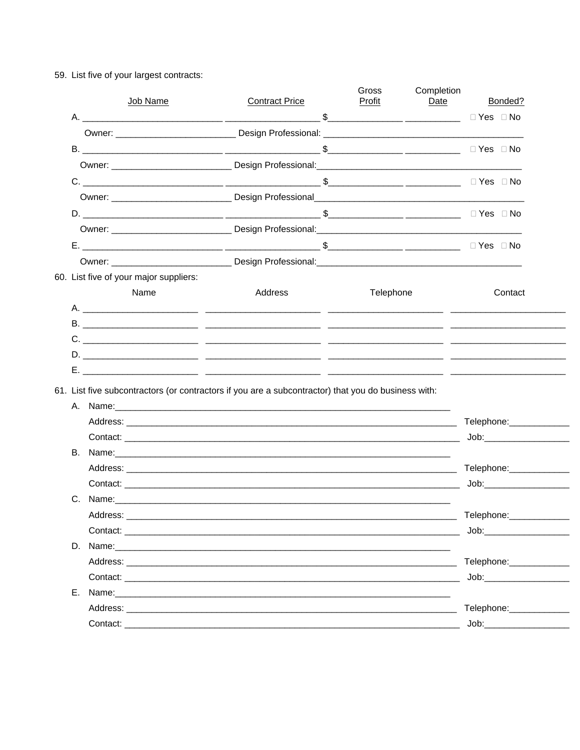59. List five of your largest contracts:

| | Job Name | Contract Price | Gross Profit | Completion Date | Bonded? |
|---|---|---|---|---|---|
| A. | ____________________________ | ___________________ $ | _______________ | ___________ | ☐ Yes ☐ No |
| | Owner: ________________________ | Design Professional: ________________________________________ | | | |
| B. | ____________________________ | ___________________ $ | _______________ | ___________ | ☐ Yes ☐ No |
| | Owner: ________________________ | Design Professional: ________________________________________ | | | |
| C. | ____________________________ | ___________________ $ | _______________ | ___________ | ☐ Yes ☐ No |
| | Owner: ________________________ | Design Professional ________________________________________ | | | |
| D. | ____________________________ | ___________________ $ | _______________ | ___________ | ☐ Yes ☐ No |
| | Owner: ________________________ | Design Professional: ________________________________________ | | | |
| E. | ____________________________ | ___________________ $ | _______________ | ___________ | ☐ Yes ☐ No |
| | Owner: ________________________ | Design Professional: ________________________________________ | | | |

60. List five of your major suppliers:

| | Name | Address | Telephone | Contact |
|---|---|---|---|---|
| A. | _______________________ | _______________________ | _______________________ | _______________________ |
| B. | _______________________ | _______________________ | _______________________ | _______________________ |
| C. | _______________________ | _______________________ | _______________________ | _______________________ |
| D. | _______________________ | _______________________ | _______________________ | _______________________ |
| E. | _______________________ | _______________________ | _______________________ | _______________________ |

61. List five subcontractors (or contractors if you are a subcontractor) that you do business with:

A. Name:______________________________________________________________________

Address: ______________________________________________________________________ Telephone:____________

Contact: ______________________________________________________________________ Job:_________________

B. Name:______________________________________________________________________

Address: ______________________________________________________________________ Telephone:____________

Contact: ______________________________________________________________________ Job:_________________

C. Name:______________________________________________________________________

Address: ______________________________________________________________________ Telephone:____________

Contact: ______________________________________________________________________ Job:_________________

D. Name:______________________________________________________________________

Address: ______________________________________________________________________ Telephone:____________

Contact: ______________________________________________________________________ Job:_________________

E. Name:______________________________________________________________________

Address: ______________________________________________________________________ Telephone:____________

Contact: ______________________________________________________________________ Job:_________________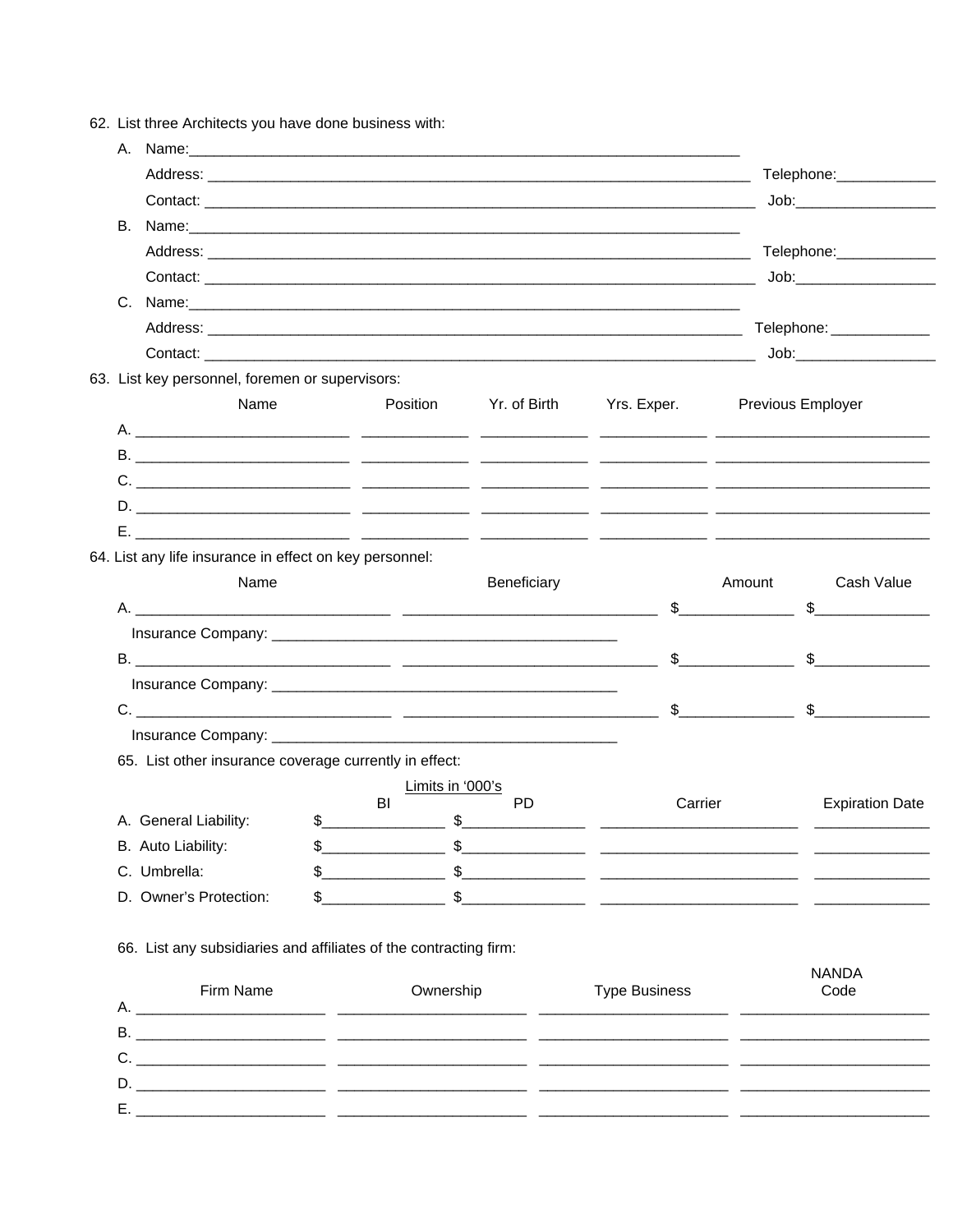62. List three Architects you have done business with:

A. Name:\_\_\_\_\_\_\_\_\_\_\_\_\_\_\_\_\_\_\_\_\_\_\_\_\_\_\_\_\_\_\_\_\_\_\_\_\_\_\_\_\_\_\_\_\_\_\_\_\_\_\_\_\_\_\_\_\_\_\_\_\_\_\_\_\_\_

Address: \_\_\_\_\_\_\_\_\_\_\_\_\_\_\_\_\_\_\_\_\_\_\_\_\_\_\_\_\_\_\_\_\_\_\_\_\_\_\_\_\_\_\_\_\_\_\_\_\_\_\_\_\_\_\_\_\_\_\_\_\_\_\_\_ Telephone:\_\_\_\_\_\_\_\_\_\_\_\_

Contact: \_\_\_\_\_\_\_\_\_\_\_\_\_\_\_\_\_\_\_\_\_\_\_\_\_\_\_\_\_\_\_\_\_\_\_\_\_\_\_\_\_\_\_\_\_\_\_\_\_\_\_\_\_\_\_\_\_\_\_\_\_\_\_\_\_\_ Job:\_\_\_\_\_\_\_\_\_\_\_\_\_\_\_\_\_

B. Name:\_\_\_\_\_\_\_\_\_\_\_\_\_\_\_\_\_\_\_\_\_\_\_\_\_\_\_\_\_\_\_\_\_\_\_\_\_\_\_\_\_\_\_\_\_\_\_\_\_\_\_\_\_\_\_\_\_\_\_\_\_\_\_\_\_\_

Address: \_\_\_\_\_\_\_\_\_\_\_\_\_\_\_\_\_\_\_\_\_\_\_\_\_\_\_\_\_\_\_\_\_\_\_\_\_\_\_\_\_\_\_\_\_\_\_\_\_\_\_\_\_\_\_\_\_\_\_\_\_\_\_\_ Telephone:\_\_\_\_\_\_\_\_\_\_\_\_

Contact: \_\_\_\_\_\_\_\_\_\_\_\_\_\_\_\_\_\_\_\_\_\_\_\_\_\_\_\_\_\_\_\_\_\_\_\_\_\_\_\_\_\_\_\_\_\_\_\_\_\_\_\_\_\_\_\_\_\_\_\_\_\_\_\_\_\_ Job:\_\_\_\_\_\_\_\_\_\_\_\_\_\_\_\_\_

C. Name:\_\_\_\_\_\_\_\_\_\_\_\_\_\_\_\_\_\_\_\_\_\_\_\_\_\_\_\_\_\_\_\_\_\_\_\_\_\_\_\_\_\_\_\_\_\_\_\_\_\_\_\_\_\_\_\_\_\_\_\_\_\_\_\_\_\_

Address: \_\_\_\_\_\_\_\_\_\_\_\_\_\_\_\_\_\_\_\_\_\_\_\_\_\_\_\_\_\_\_\_\_\_\_\_\_\_\_\_\_\_\_\_\_\_\_\_\_\_\_\_\_\_\_\_\_\_\_\_\_\_\_\_ Telephone:\_\_\_\_\_\_\_\_\_\_\_\_

Contact: \_\_\_\_\_\_\_\_\_\_\_\_\_\_\_\_\_\_\_\_\_\_\_\_\_\_\_\_\_\_\_\_\_\_\_\_\_\_\_\_\_\_\_\_\_\_\_\_\_\_\_\_\_\_\_\_\_\_\_\_\_\_\_\_\_\_ Job:\_\_\_\_\_\_\_\_\_\_\_\_\_\_\_\_\_

63. List key personnel, foremen or supervisors:

| | Name | Position | Yr. of Birth | Yrs. Exper. | Previous Employer |
|---|---|---|---|---|---|
| A. | | | | | |
| B. | | | | | |
| C. | | | | | |
| D. | | | | | |
| E. | | | | | |

64. List any life insurance in effect on key personnel:

| | Name | Beneficiary | Amount | Cash Value |
|---|---|---|---|---|
| A. | | | $ | $ |
| | Insurance Company: | | | |
| B. | | | $ | $ |
| | Insurance Company: | | | |
| C. | | | $ | $ |
| | Insurance Company: | | | |

65. List other insurance coverage currently in effect:

| | Limits in '000's | | Carrier | Expiration Date |
|---|---|---|---|---|
| | BI | PD | | |
| A. General Liability: | $ | $ | | |
| B. Auto Liability: | $ | $ | | |
| C. Umbrella: | $ | $ | | |
| D. Owner's Protection: | $ | $ | | |

66. List any subsidiaries and affiliates of the contracting firm:

| | Firm Name | Ownership | Type Business | NANDA Code |
|---|---|---|---|---|
| A. | | | | |
| B. | | | | |
| C. | | | | |
| D. | | | | |
| E. | | | | |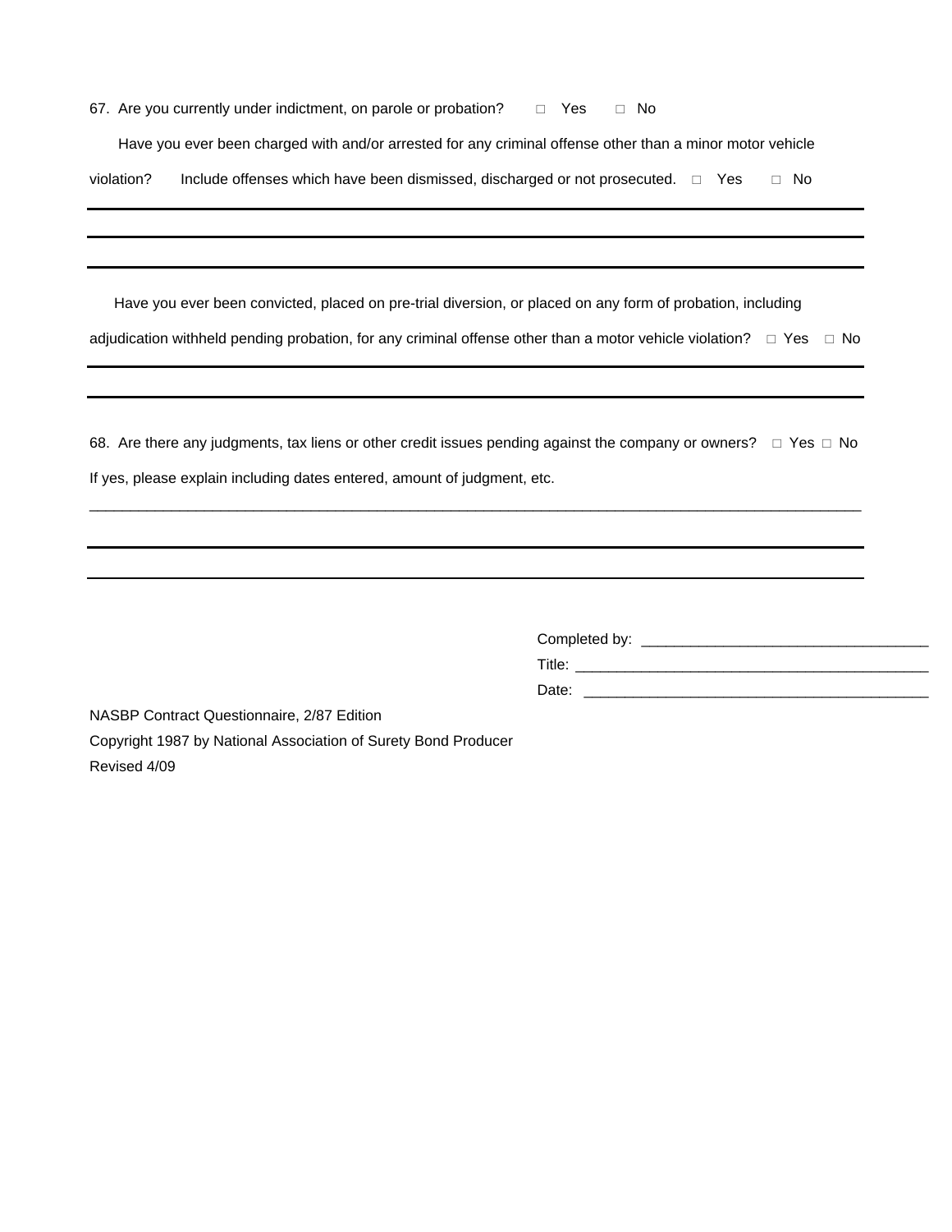67. Are you currently under indictment, on parole or probation? □ Yes □ No

Have you ever been charged with and/or arrested for any criminal offense other than a minor motor vehicle violation? Include offenses which have been dismissed, discharged or not prosecuted. □ Yes □ No

---

---

---

Have you ever been convicted, placed on pre-trial diversion, or placed on any form of probation, including adjudication withheld pending probation, for any criminal offense other than a motor vehicle violation? □ Yes □ No

---

---

68. Are there any judgments, tax liens or other credit issues pending against the company or owners? □ Yes □ No

If yes, please explain including dates entered, amount of judgment, etc.

______________________________________________________________________________________

---

---

Completed by: ___________________________________

Title: ___________________________________________

Date: ___________________________________________

NASBP Contract Questionnaire, 2/87 Edition
Copyright 1987 by National Association of Surety Bond Producer
Revised 4/09